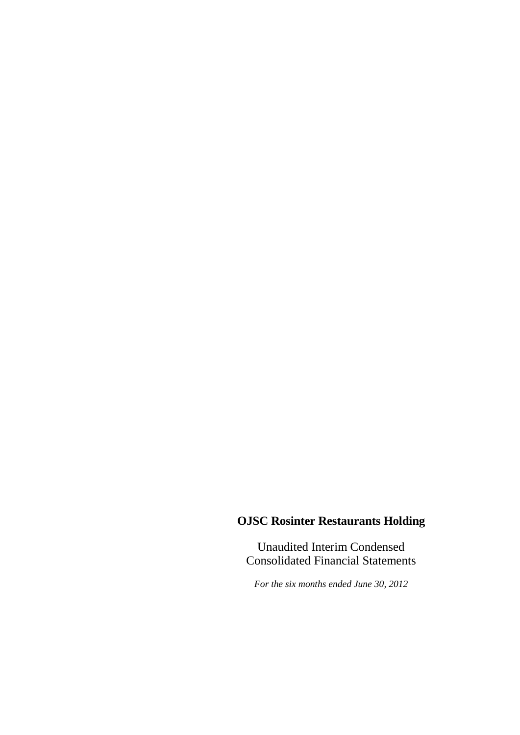# OJSC Rosinter Restaurants Holding

Unaudited Interim Condensed Consolidated Financial Statements

*For the six months ended June 30, 2012*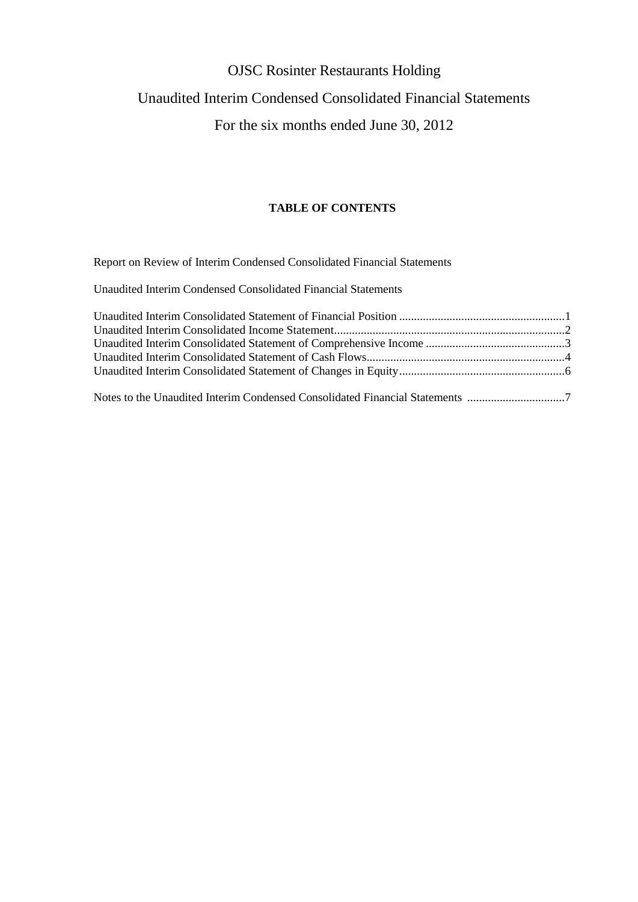# OJSC Rosinter Restaurants Holding

# Unaudited Interim Condensed Consolidated Financial Statements

# For the six months ended June 30, 2012

## TABLE OF CONTENTS

Report on Review of Interim Condensed Consolidated Financial Statements

Unaudited Interim Condensed Consolidated Financial Statements

Unaudited Interim Consolidated Statement of Financial Position ........................................................1
Unaudited Interim Consolidated Income Statement.............................................................................2
Unaudited Interim Consolidated Statement of Comprehensive Income ...............................................3
Unaudited Interim Consolidated Statement of Cash Flows...................................................................4
Unaudited Interim Consolidated Statement of Changes in Equity.......................................................6

Notes to the Unaudited Interim Condensed Consolidated Financial Statements .................................7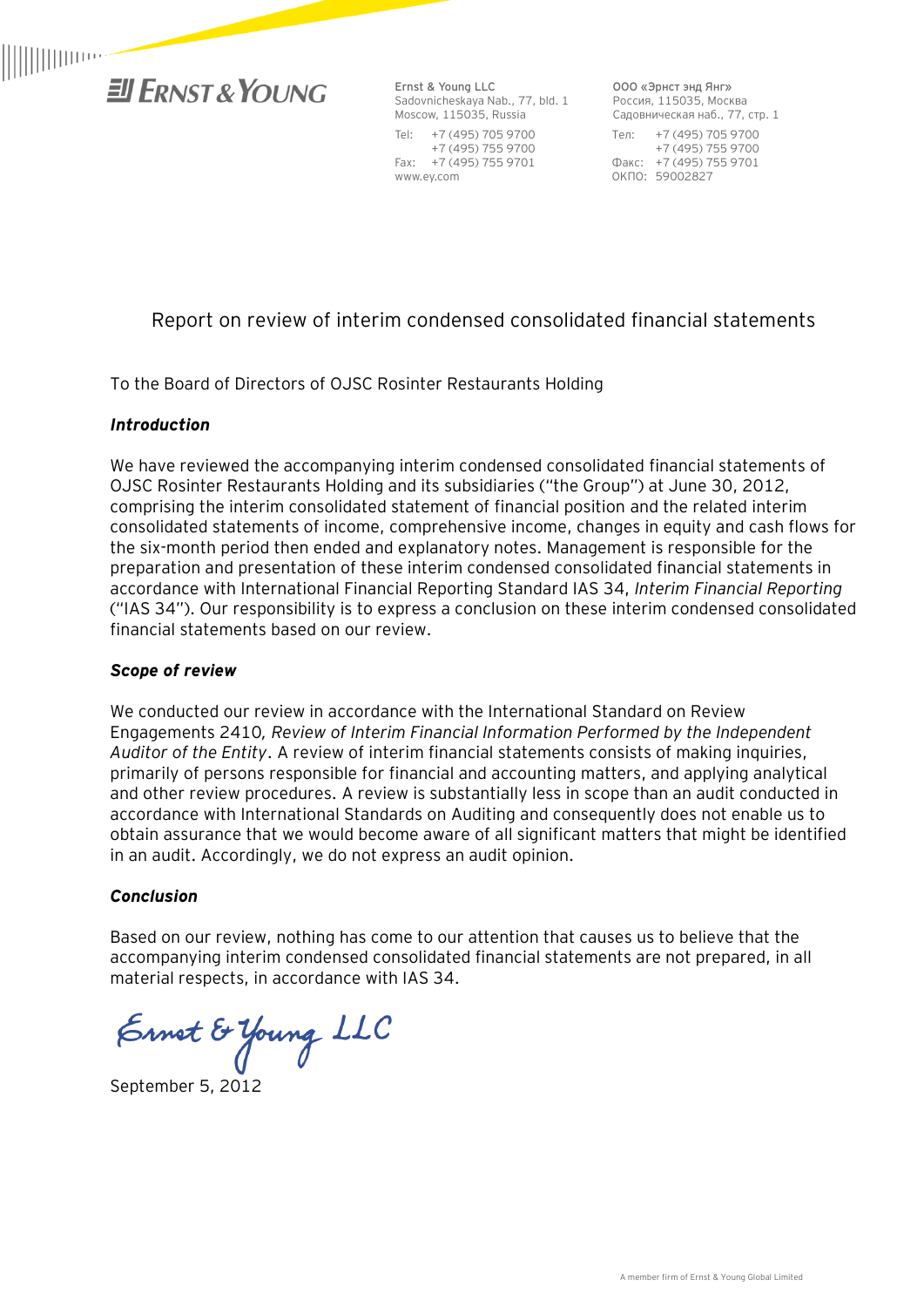**Ernst & Young**

Ernst & Young LLC
Sadovnicheskaya Nab., 77, bld. 1
Moscow, 115035, Russia
Tel: +7 (495) 705 9700
+7 (495) 755 9700
Fax: +7 (495) 755 9701
www.ey.com

ООО «Эрнст энд Янг»
Россия, 115035, Москва
Садовническая наб., 77, стр. 1
Тел: +7 (495) 705 9700
+7 (495) 755 9700
Факс: +7 (495) 755 9701
ОКПО: 59002827

# Report on review of interim condensed consolidated financial statements

To the Board of Directors of OJSC Rosinter Restaurants Holding

### *Introduction*

We have reviewed the accompanying interim condensed consolidated financial statements of OJSC Rosinter Restaurants Holding and its subsidiaries ("the Group") at June 30, 2012, comprising the interim consolidated statement of financial position and the related interim consolidated statements of income, comprehensive income, changes in equity and cash flows for the six-month period then ended and explanatory notes. Management is responsible for the preparation and presentation of these interim condensed consolidated financial statements in accordance with International Financial Reporting Standard IAS 34, *Interim Financial Reporting* ("IAS 34"). Our responsibility is to express a conclusion on these interim condensed consolidated financial statements based on our review.

### *Scope of review*

We conducted our review in accordance with the International Standard on Review Engagements 2410, *Review of Interim Financial Information Performed by the Independent Auditor of the Entity*. A review of interim financial statements consists of making inquiries, primarily of persons responsible for financial and accounting matters, and applying analytical and other review procedures. A review is substantially less in scope than an audit conducted in accordance with International Standards on Auditing and consequently does not enable us to obtain assurance that we would become aware of all significant matters that might be identified in an audit. Accordingly, we do not express an audit opinion.

### *Conclusion*

Based on our review, nothing has come to our attention that causes us to believe that the accompanying interim condensed consolidated financial statements are not prepared, in all material respects, in accordance with IAS 34.

Ernst & Young LLC

September 5, 2012

A member firm of Ernst & Young Global Limited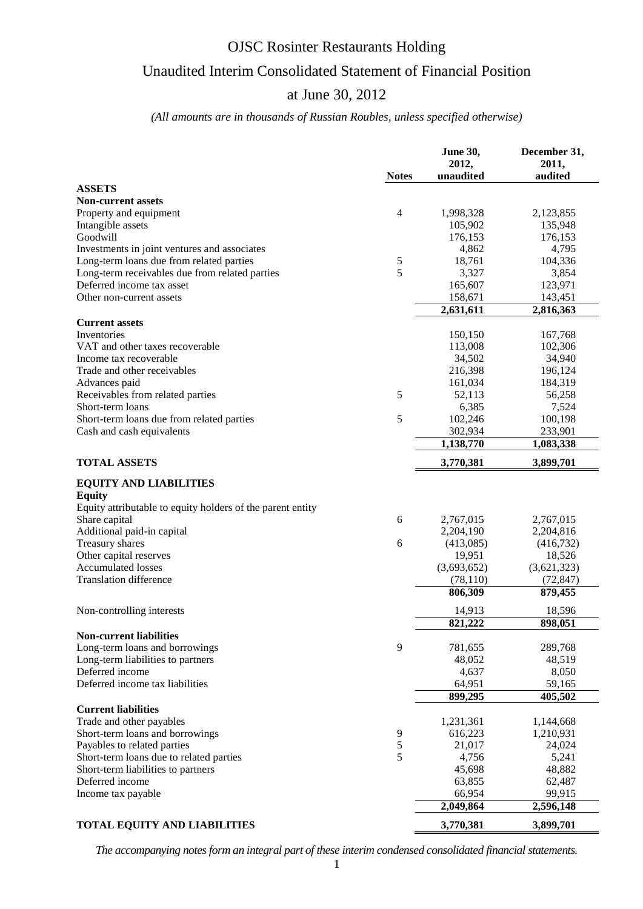# OJSC Rosinter Restaurants Holding

## Unaudited Interim Consolidated Statement of Financial Position

## at June 30, 2012

*(All amounts are in thousands of Russian Roubles, unless specified otherwise)*

| | Notes | June 30, 2012, unaudited | December 31, 2011, audited |
|---|---|---|---|
| **ASSETS** | | | |
| **Non-current assets** | | | |
| Property and equipment | 4 | 1,998,328 | 2,123,855 |
| Intangible assets | | 105,902 | 135,948 |
| Goodwill | | 176,153 | 176,153 |
| Investments in joint ventures and associates | | 4,862 | 4,795 |
| Long-term loans due from related parties | 5 | 18,761 | 104,336 |
| Long-term receivables due from related parties | 5 | 3,327 | 3,854 |
| Deferred income tax asset | | 165,607 | 123,971 |
| Other non-current assets | | 158,671 | 143,451 |
| | | **2,631,611** | **2,816,363** |
| **Current assets** | | | |
| Inventories | | 150,150 | 167,768 |
| VAT and other taxes recoverable | | 113,008 | 102,306 |
| Income tax recoverable | | 34,502 | 34,940 |
| Trade and other receivables | | 216,398 | 196,124 |
| Advances paid | | 161,034 | 184,319 |
| Receivables from related parties | 5 | 52,113 | 56,258 |
| Short-term loans | | 6,385 | 7,524 |
| Short-term loans due from related parties | 5 | 102,246 | 100,198 |
| Cash and cash equivalents | | 302,934 | 233,901 |
| | | **1,138,770** | **1,083,338** |
| **TOTAL ASSETS** | | **3,770,381** | **3,899,701** |
| **EQUITY AND LIABILITIES** | | | |
| **Equity** | | | |
| Equity attributable to equity holders of the parent entity | | | |
| Share capital | 6 | 2,767,015 | 2,767,015 |
| Additional paid-in capital | | 2,204,190 | 2,204,816 |
| Treasury shares | 6 | (413,085) | (416,732) |
| Other capital reserves | | 19,951 | 18,526 |
| Accumulated losses | | (3,693,652) | (3,621,323) |
| Translation difference | | (78,110) | (72,847) |
| | | **806,309** | **879,455** |
| Non-controlling interests | | 14,913 | 18,596 |
| | | **821,222** | **898,051** |
| **Non-current liabilities** | | | |
| Long-term loans and borrowings | 9 | 781,655 | 289,768 |
| Long-term liabilities to partners | | 48,052 | 48,519 |
| Deferred income | | 4,637 | 8,050 |
| Deferred income tax liabilities | | 64,951 | 59,165 |
| | | **899,295** | **405,502** |
| **Current liabilities** | | | |
| Trade and other payables | | 1,231,361 | 1,144,668 |
| Short-term loans and borrowings | 9 | 616,223 | 1,210,931 |
| Payables to related parties | 5 | 21,017 | 24,024 |
| Short-term loans due to related parties | 5 | 4,756 | 5,241 |
| Short-term liabilities to partners | | 45,698 | 48,882 |
| Deferred income | | 63,855 | 62,487 |
| Income tax payable | | 66,954 | 99,915 |
| | | **2,049,864** | **2,596,148** |
| **TOTAL EQUITY AND LIABILITIES** | | **3,770,381** | **3,899,701** |

*The accompanying notes form an integral part of these interim condensed consolidated financial statements.*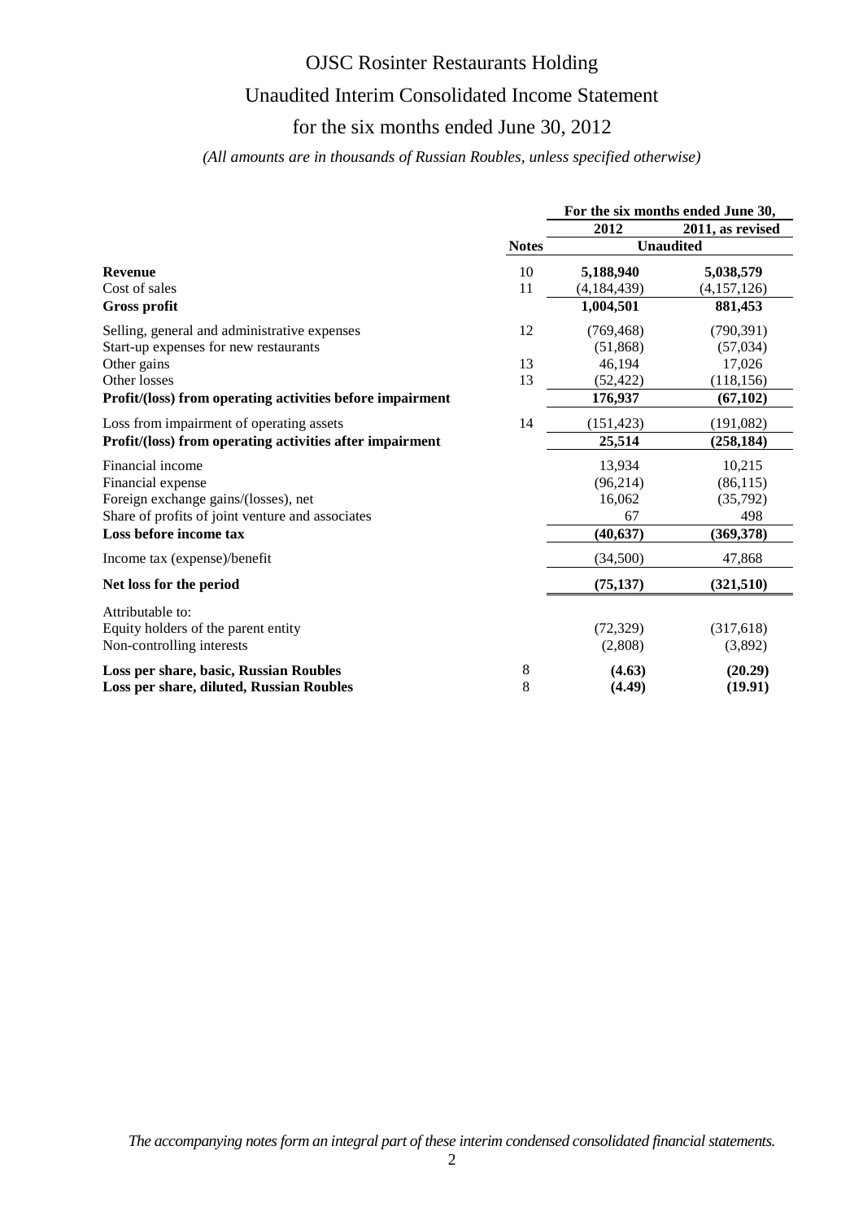# OJSC Rosinter Restaurants Holding

## Unaudited Interim Consolidated Income Statement

## for the six months ended June 30, 2012

*(All amounts are in thousands of Russian Roubles, unless specified otherwise)*

| | | For the six months ended June 30, | |
|---|---|---|---|
| | | **2012** | **2011, as revised** |
| | **Notes** | **Unaudited** | |
| **Revenue** | 10 | **5,188,940** | **5,038,579** |
| Cost of sales | 11 | (4,184,439) | (4,157,126) |
| **Gross profit** | | **1,004,501** | **881,453** |
| Selling, general and administrative expenses | 12 | (769,468) | (790,391) |
| Start-up expenses for new restaurants | | (51,868) | (57,034) |
| Other gains | 13 | 46,194 | 17,026 |
| Other losses | 13 | (52,422) | (118,156) |
| **Profit/(loss) from operating activities before impairment** | | **176,937** | **(67,102)** |
| Loss from impairment of operating assets | 14 | (151,423) | (191,082) |
| **Profit/(loss) from operating activities after impairment** | | **25,514** | **(258,184)** |
| Financial income | | 13,934 | 10,215 |
| Financial expense | | (96,214) | (86,115) |
| Foreign exchange gains/(losses), net | | 16,062 | (35,792) |
| Share of profits of joint venture and associates | | 67 | 498 |
| **Loss before income tax** | | **(40,637)** | **(369,378)** |
| Income tax (expense)/benefit | | (34,500) | 47,868 |
| **Net loss for the period** | | **(75,137)** | **(321,510)** |
| Attributable to: | | | |
| Equity holders of the parent entity | | (72,329) | (317,618) |
| Non-controlling interests | | (2,808) | (3,892) |
| **Loss per share, basic, Russian Roubles** | 8 | **(4.63)** | **(20.29)** |
| **Loss per share, diluted, Russian Roubles** | 8 | **(4.49)** | **(19.91)** |

*The accompanying notes form an integral part of these interim condensed consolidated financial statements.*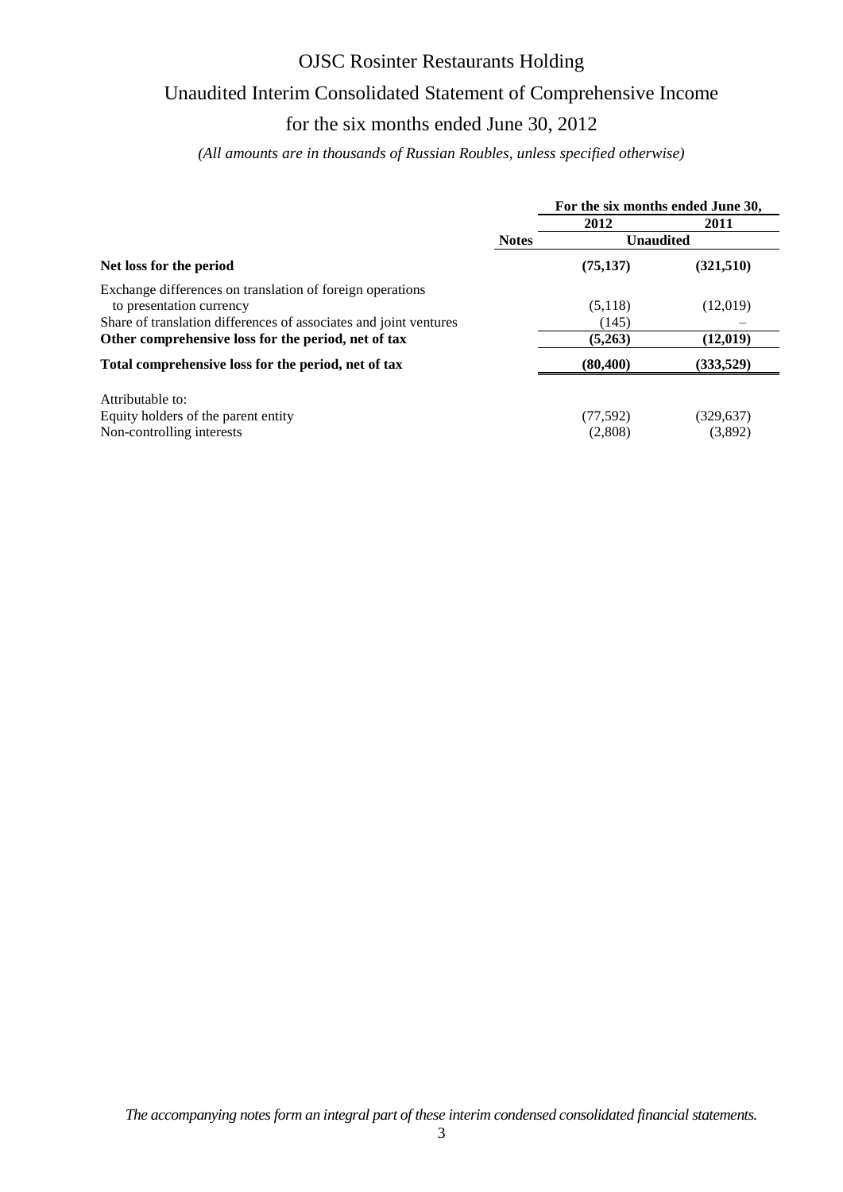# OJSC Rosinter Restaurants Holding

## Unaudited Interim Consolidated Statement of Comprehensive Income

## for the six months ended June 30, 2012

*(All amounts are in thousands of Russian Roubles, unless specified otherwise)*

| | Notes | For the six months ended June 30, 2012 | For the six months ended June 30, 2011 |
|---|---|---|---|
| | | **Unaudited** | |
| **Net loss for the period** | | **(75,137)** | **(321,510)** |
| Exchange differences on translation of foreign operations to presentation currency | | (5,118) | (12,019) |
| Share of translation differences of associates and joint ventures | | (145) | – |
| **Other comprehensive loss for the period, net of tax** | | **(5,263)** | **(12,019)** |
| **Total comprehensive loss for the period, net of tax** | | **(80,400)** | **(333,529)** |
| Attributable to: | | | |
| Equity holders of the parent entity | | (77,592) | (329,637) |
| Non-controlling interests | | (2,808) | (3,892) |

*The accompanying notes form an integral part of these interim condensed consolidated financial statements.*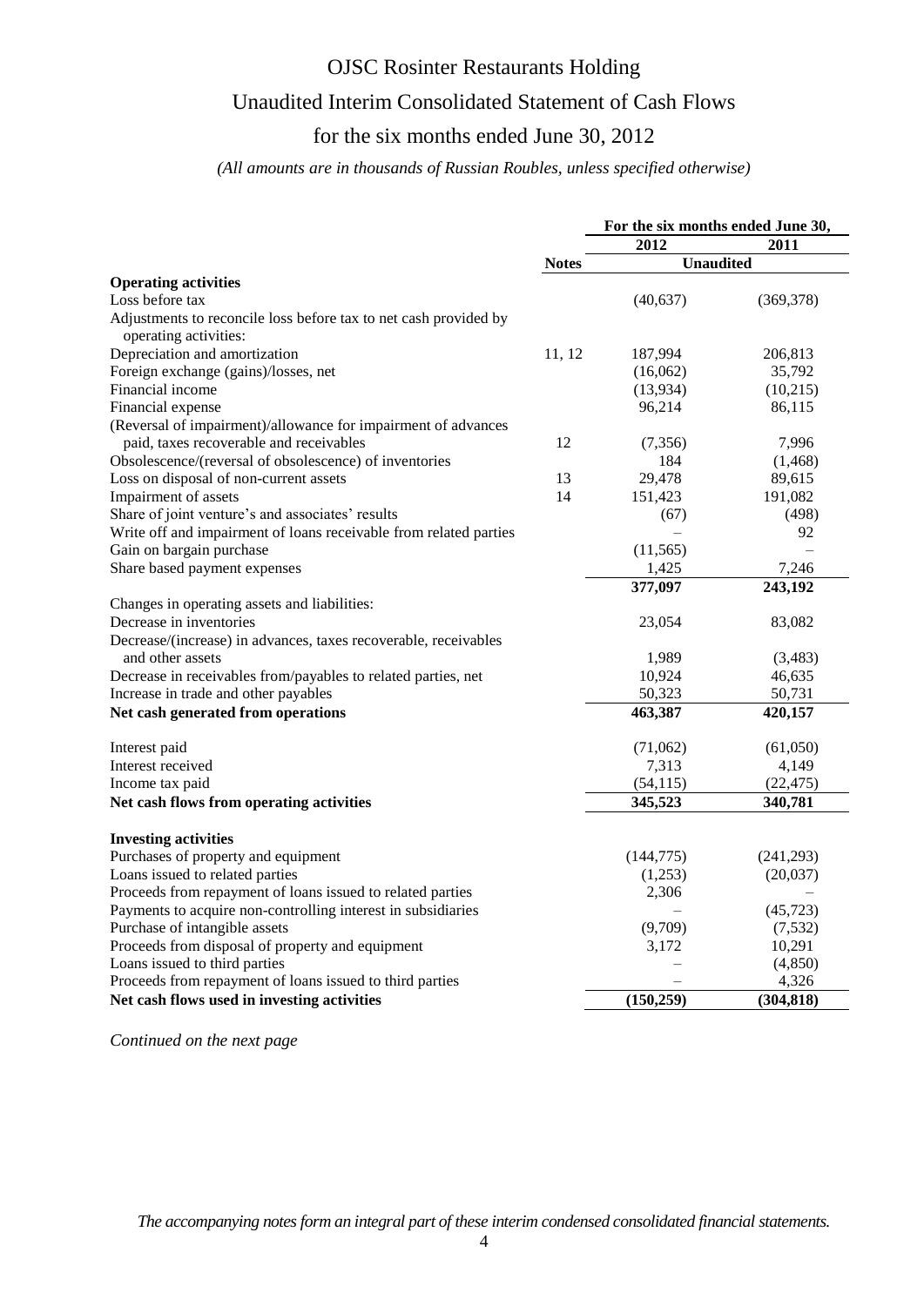# OJSC Rosinter Restaurants Holding

## Unaudited Interim Consolidated Statement of Cash Flows

## for the six months ended June 30, 2012

*(All amounts are in thousands of Russian Roubles, unless specified otherwise)*

| | | For the six months ended June 30, | |
|---|---|---|---|
| | | 2012 | 2011 |
| | Notes | Unaudited | |
| **Operating activities** | | | |
| Loss before tax | | (40,637) | (369,378) |
| Adjustments to reconcile loss before tax to net cash provided by operating activities: | | | |
| Depreciation and amortization | 11, 12 | 187,994 | 206,813 |
| Foreign exchange (gains)/losses, net | | (16,062) | 35,792 |
| Financial income | | (13,934) | (10,215) |
| Financial expense | | 96,214 | 86,115 |
| (Reversal of impairment)/allowance for impairment of advances paid, taxes recoverable and receivables | 12 | (7,356) | 7,996 |
| Obsolescence/(reversal of obsolescence) of inventories | | 184 | (1,468) |
| Loss on disposal of non-current assets | 13 | 29,478 | 89,615 |
| Impairment of assets | 14 | 151,423 | 191,082 |
| Share of joint venture's and associates' results | | (67) | (498) |
| Write off and impairment of loans receivable from related parties | | – | 92 |
| Gain on bargain purchase | | (11,565) | – |
| Share based payment expenses | | 1,425 | 7,246 |
| | | **377,097** | **243,192** |
| Changes in operating assets and liabilities: | | | |
| Decrease in inventories | | 23,054 | 83,082 |
| Decrease/(increase) in advances, taxes recoverable, receivables and other assets | | 1,989 | (3,483) |
| Decrease in receivables from/payables to related parties, net | | 10,924 | 46,635 |
| Increase in trade and other payables | | 50,323 | 50,731 |
| **Net cash generated from operations** | | **463,387** | **420,157** |
| Interest paid | | (71,062) | (61,050) |
| Interest received | | 7,313 | 4,149 |
| Income tax paid | | (54,115) | (22,475) |
| **Net cash flows from operating activities** | | **345,523** | **340,781** |
| **Investing activities** | | | |
| Purchases of property and equipment | | (144,775) | (241,293) |
| Loans issued to related parties | | (1,253) | (20,037) |
| Proceeds from repayment of loans issued to related parties | | 2,306 | – |
| Payments to acquire non-controlling interest in subsidiaries | | – | (45,723) |
| Purchase of intangible assets | | (9,709) | (7,532) |
| Proceeds from disposal of property and equipment | | 3,172 | 10,291 |
| Loans issued to third parties | | – | (4,850) |
| Proceeds from repayment of loans issued to third parties | | – | 4,326 |
| **Net cash flows used in investing activities** | | **(150,259)** | **(304,818)** |

*Continued on the next page*

*The accompanying notes form an integral part of these interim condensed consolidated financial statements.*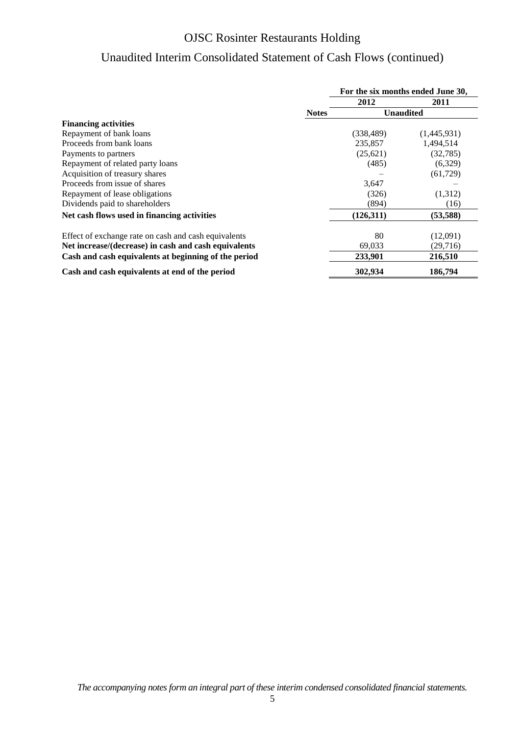# OJSC Rosinter Restaurants Holding

## Unaudited Interim Consolidated Statement of Cash Flows (continued)

| | | For the six months ended June 30, | |
|---|---|---|---|
| | | 2012 | 2011 |
| | Notes | Unaudited | |
| **Financing activities** | | | |
| Repayment of bank loans | | (338,489) | (1,445,931) |
| Proceeds from bank loans | | 235,857 | 1,494,514 |
| Payments to partners | | (25,621) | (32,785) |
| Repayment of related party loans | | (485) | (6,329) |
| Acquisition of treasury shares | | – | (61,729) |
| Proceeds from issue of shares | | 3,647 | – |
| Repayment of lease obligations | | (326) | (1,312) |
| Dividends paid to shareholders | | (894) | (16) |
| **Net cash flows used in financing activities** | | **(126,311)** | **(53,588)** |
| | | | |
| Effect of exchange rate on cash and cash equivalents | | 80 | (12,091) |
| **Net increase/(decrease) in cash and cash equivalents** | | 69,033 | (29,716) |
| **Cash and cash equivalents at beginning of the period** | | **233,901** | **216,510** |
| **Cash and cash equivalents at end of the period** | | **302,934** | **186,794** |

*The accompanying notes form an integral part of these interim condensed consolidated financial statements.*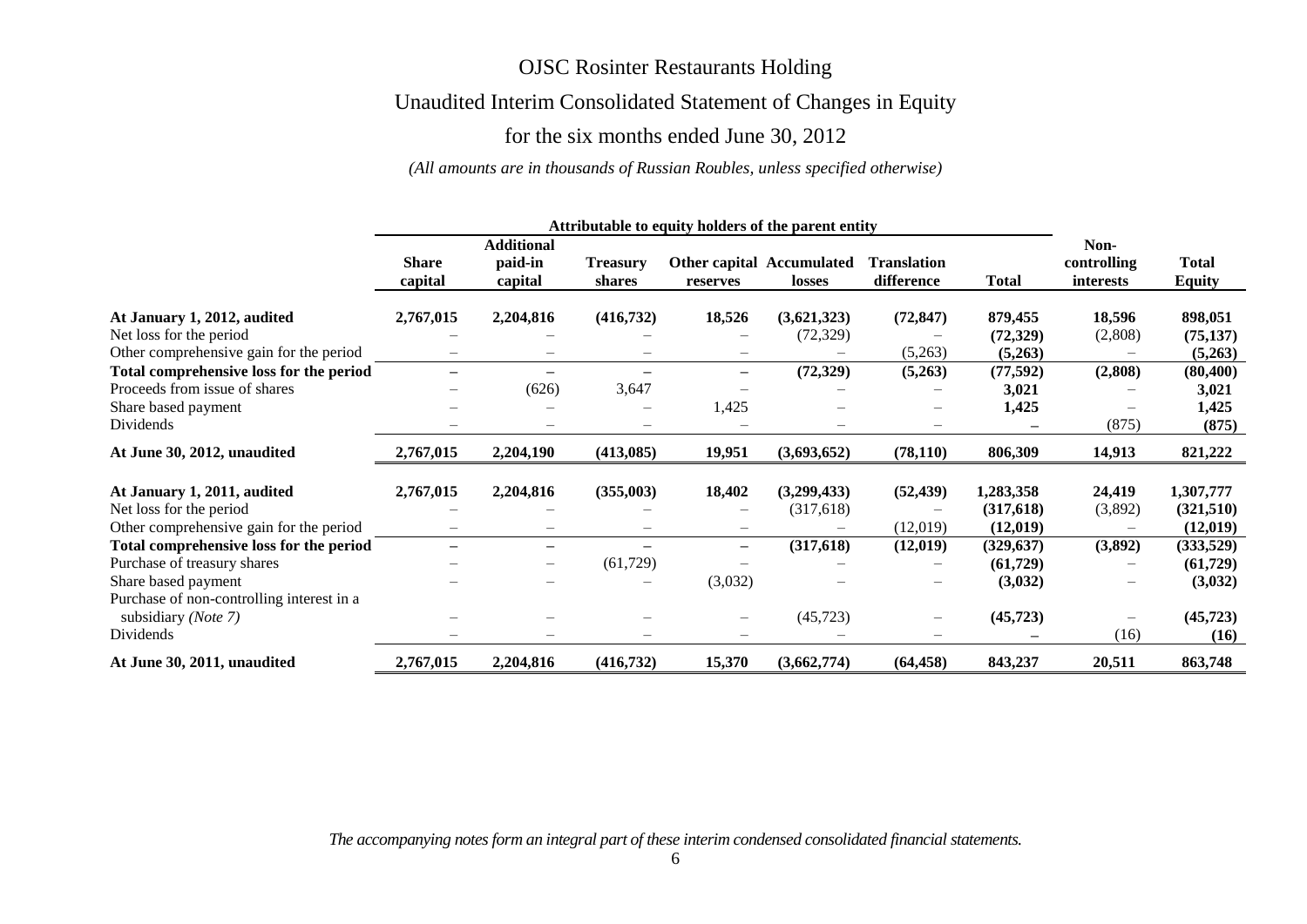# OJSC Rosinter Restaurants Holding

## Unaudited Interim Consolidated Statement of Changes in Equity

## for the six months ended June 30, 2012

*(All amounts are in thousands of Russian Roubles, unless specified otherwise)*

| | Attributable to equity holders of the parent entity | | | | | | | | |
|---|---|---|---|---|---|---|---|---|---|
| | **Share capital** | **Additional paid-in capital** | **Treasury shares** | **Other capital reserves** | **Accumulated losses** | **Translation difference** | **Total** | **Non-controlling interests** | **Total Equity** |
| **At January 1, 2012, audited** | **2,767,015** | **2,204,816** | **(416,732)** | **18,526** | **(3,621,323)** | **(72,847)** | **879,455** | **18,596** | **898,051** |
| Net loss for the period | – | – | – | – | (72,329) | – | **(72,329)** | (2,808) | **(75,137)** |
| Other comprehensive gain for the period | – | – | – | – | – | (5,263) | **(5,263)** | – | **(5,263)** |
| **Total comprehensive loss for the period** | **–** | **–** | **–** | **–** | **(72,329)** | **(5,263)** | **(77,592)** | **(2,808)** | **(80,400)** |
| Proceeds from issue of shares | – | (626) | 3,647 | – | – | – | **3,021** | – | **3,021** |
| Share based payment | – | – | – | 1,425 | – | – | **1,425** | – | **1,425** |
| Dividends | – | – | – | – | – | – | **–** | (875) | **(875)** |
| **At June 30, 2012, unaudited** | **2,767,015** | **2,204,190** | **(413,085)** | **19,951** | **(3,693,652)** | **(78,110)** | **806,309** | **14,913** | **821,222** |
| **At January 1, 2011, audited** | **2,767,015** | **2,204,816** | **(355,003)** | **18,402** | **(3,299,433)** | **(52,439)** | **1,283,358** | **24,419** | **1,307,777** |
| Net loss for the period | – | – | – | – | (317,618) | – | **(317,618)** | (3,892) | **(321,510)** |
| Other comprehensive gain for the period | – | – | – | – | – | (12,019) | **(12,019)** | – | **(12,019)** |
| **Total comprehensive loss for the period** | **–** | **–** | **–** | **–** | **(317,618)** | **(12,019)** | **(329,637)** | **(3,892)** | **(333,529)** |
| Purchase of treasury shares | – | – | (61,729) | – | – | – | **(61,729)** | – | **(61,729)** |
| Share based payment | – | – | – | (3,032) | – | – | **(3,032)** | – | **(3,032)** |
| Purchase of non-controlling interest in a subsidiary *(Note 7)* | – | – | – | – | (45,723) | – | **(45,723)** | – | **(45,723)** |
| Dividends | – | – | – | – | – | – | **–** | (16) | **(16)** |
| **At June 30, 2011, unaudited** | **2,767,015** | **2,204,816** | **(416,732)** | **15,370** | **(3,662,774)** | **(64,458)** | **843,237** | **20,511** | **863,748** |

*The accompanying notes form an integral part of these interim condensed consolidated financial statements.*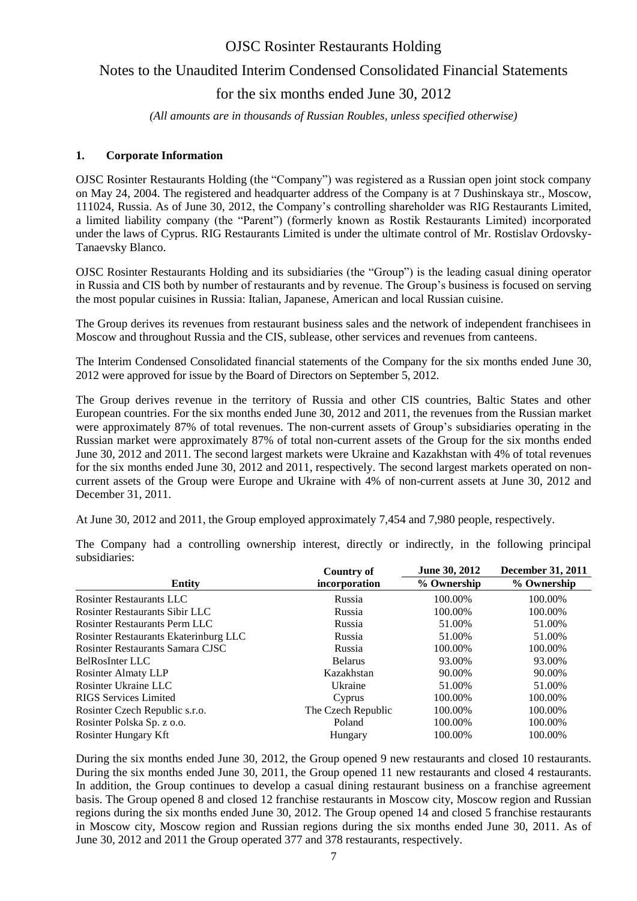# OJSC Rosinter Restaurants Holding

## Notes to the Unaudited Interim Condensed Consolidated Financial Statements

## for the six months ended June 30, 2012

*(All amounts are in thousands of Russian Roubles, unless specified otherwise)*

### 1. Corporate Information

OJSC Rosinter Restaurants Holding (the "Company") was registered as a Russian open joint stock company on May 24, 2004. The registered and headquarter address of the Company is at 7 Dushinskaya str., Moscow, 111024, Russia. As of June 30, 2012, the Company's controlling shareholder was RIG Restaurants Limited, a limited liability company (the "Parent") (formerly known as Rostik Restaurants Limited) incorporated under the laws of Cyprus. RIG Restaurants Limited is under the ultimate control of Mr. Rostislav Ordovsky-Tanaevsky Blanco.

OJSC Rosinter Restaurants Holding and its subsidiaries (the "Group") is the leading casual dining operator in Russia and CIS both by number of restaurants and by revenue. The Group's business is focused on serving the most popular cuisines in Russia: Italian, Japanese, American and local Russian cuisine.

The Group derives its revenues from restaurant business sales and the network of independent franchisees in Moscow and throughout Russia and the CIS, sublease, other services and revenues from canteens.

The Interim Condensed Consolidated financial statements of the Company for the six months ended June 30, 2012 were approved for issue by the Board of Directors on September 5, 2012.

The Group derives revenue in the territory of Russia and other CIS countries, Baltic States and other European countries. For the six months ended June 30, 2012 and 2011, the revenues from the Russian market were approximately 87% of total revenues. The non-current assets of Group's subsidiaries operating in the Russian market were approximately 87% of total non-current assets of the Group for the six months ended June 30, 2012 and 2011. The second largest markets were Ukraine and Kazakhstan with 4% of total revenues for the six months ended June 30, 2012 and 2011, respectively. The second largest markets operated on non-current assets of the Group were Europe and Ukraine with 4% of non-current assets at June 30, 2012 and December 31, 2011.

At June 30, 2012 and 2011, the Group employed approximately 7,454 and 7,980 people, respectively.

The Company had a controlling ownership interest, directly or indirectly, in the following principal subsidiaries:

| Entity | Country of incorporation | June 30, 2012 % Ownership | December 31, 2011 % Ownership |
|---|---|---|---|
| Rosinter Restaurants LLC | Russia | 100.00% | 100.00% |
| Rosinter Restaurants Sibir LLC | Russia | 100.00% | 100.00% |
| Rosinter Restaurants Perm LLC | Russia | 51.00% | 51.00% |
| Rosinter Restaurants Ekaterinburg LLC | Russia | 51.00% | 51.00% |
| Rosinter Restaurants Samara CJSC | Russia | 100.00% | 100.00% |
| BelRosInter LLC | Belarus | 93.00% | 93.00% |
| Rosinter Almaty LLP | Kazakhstan | 90.00% | 90.00% |
| Rosinter Ukraine LLC | Ukraine | 51.00% | 51.00% |
| RIGS Services Limited | Cyprus | 100.00% | 100.00% |
| Rosinter Czech Republic s.r.o. | The Czech Republic | 100.00% | 100.00% |
| Rosinter Polska Sp. z o.o. | Poland | 100.00% | 100.00% |
| Rosinter Hungary Kft | Hungary | 100.00% | 100.00% |

During the six months ended June 30, 2012, the Group opened 9 new restaurants and closed 10 restaurants. During the six months ended June 30, 2011, the Group opened 11 new restaurants and closed 4 restaurants. In addition, the Group continues to develop a casual dining restaurant business on a franchise agreement basis. The Group opened 8 and closed 12 franchise restaurants in Moscow city, Moscow region and Russian regions during the six months ended June 30, 2012. The Group opened 14 and closed 5 franchise restaurants in Moscow city, Moscow region and Russian regions during the six months ended June 30, 2011. As of June 30, 2012 and 2011 the Group operated 377 and 378 restaurants, respectively.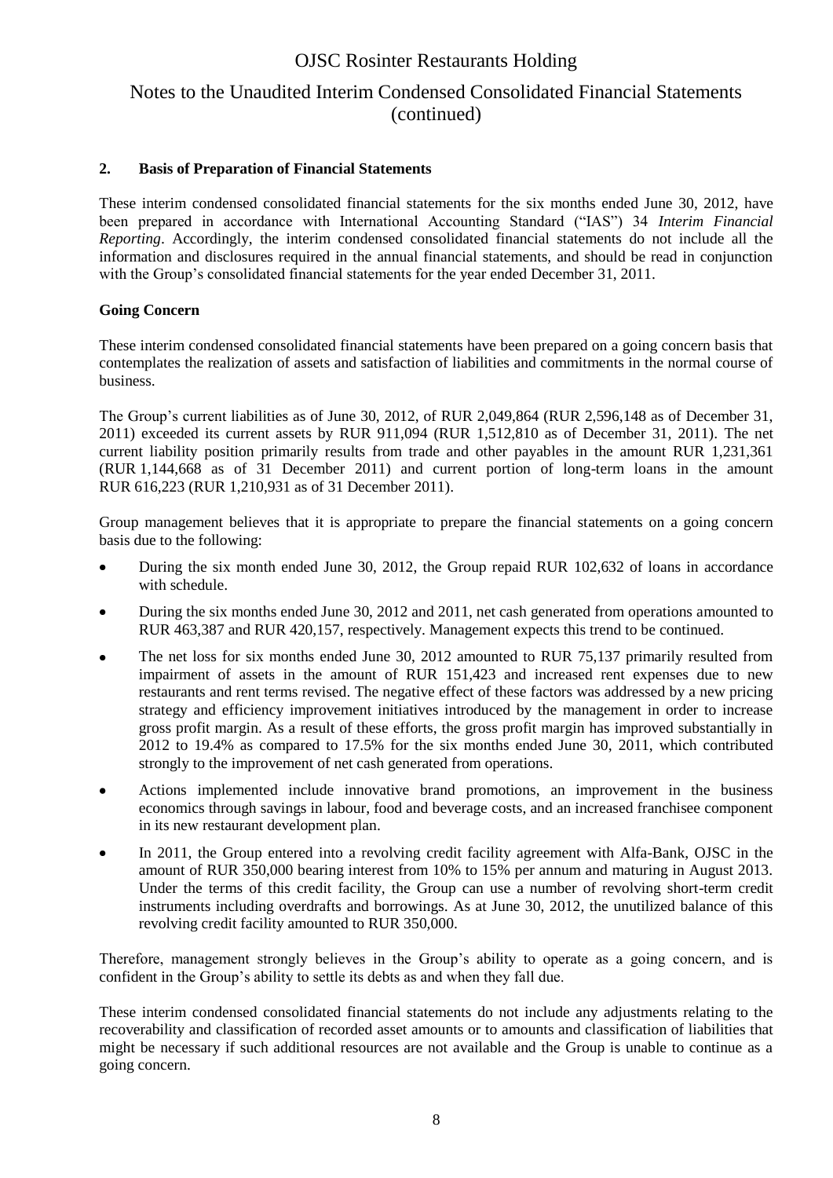## 2. Basis of Preparation of Financial Statements

These interim condensed consolidated financial statements for the six months ended June 30, 2012, have been prepared in accordance with International Accounting Standard ("IAS") 34 *Interim Financial Reporting*. Accordingly, the interim condensed consolidated financial statements do not include all the information and disclosures required in the annual financial statements, and should be read in conjunction with the Group's consolidated financial statements for the year ended December 31, 2011.

### Going Concern

These interim condensed consolidated financial statements have been prepared on a going concern basis that contemplates the realization of assets and satisfaction of liabilities and commitments in the normal course of business.

The Group's current liabilities as of June 30, 2012, of RUR 2,049,864 (RUR 2,596,148 as of December 31, 2011) exceeded its current assets by RUR 911,094 (RUR 1,512,810 as of December 31, 2011). The net current liability position primarily results from trade and other payables in the amount RUR 1,231,361 (RUR 1,144,668 as of 31 December 2011) and current portion of long-term loans in the amount RUR 616,223 (RUR 1,210,931 as of 31 December 2011).

Group management believes that it is appropriate to prepare the financial statements on a going concern basis due to the following:

- During the six month ended June 30, 2012, the Group repaid RUR 102,632 of loans in accordance with schedule.
- During the six months ended June 30, 2012 and 2011, net cash generated from operations amounted to RUR 463,387 and RUR 420,157, respectively. Management expects this trend to be continued.
- The net loss for six months ended June 30, 2012 amounted to RUR 75,137 primarily resulted from impairment of assets in the amount of RUR 151,423 and increased rent expenses due to new restaurants and rent terms revised. The negative effect of these factors was addressed by a new pricing strategy and efficiency improvement initiatives introduced by the management in order to increase gross profit margin. As a result of these efforts, the gross profit margin has improved substantially in 2012 to 19.4% as compared to 17.5% for the six months ended June 30, 2011, which contributed strongly to the improvement of net cash generated from operations.
- Actions implemented include innovative brand promotions, an improvement in the business economics through savings in labour, food and beverage costs, and an increased franchisee component in its new restaurant development plan.
- In 2011, the Group entered into a revolving credit facility agreement with Alfa-Bank, OJSC in the amount of RUR 350,000 bearing interest from 10% to 15% per annum and maturing in August 2013. Under the terms of this credit facility, the Group can use a number of revolving short-term credit instruments including overdrafts and borrowings. As at June 30, 2012, the unutilized balance of this revolving credit facility amounted to RUR 350,000.

Therefore, management strongly believes in the Group's ability to operate as a going concern, and is confident in the Group's ability to settle its debts as and when they fall due.

These interim condensed consolidated financial statements do not include any adjustments relating to the recoverability and classification of recorded asset amounts or to amounts and classification of liabilities that might be necessary if such additional resources are not available and the Group is unable to continue as a going concern.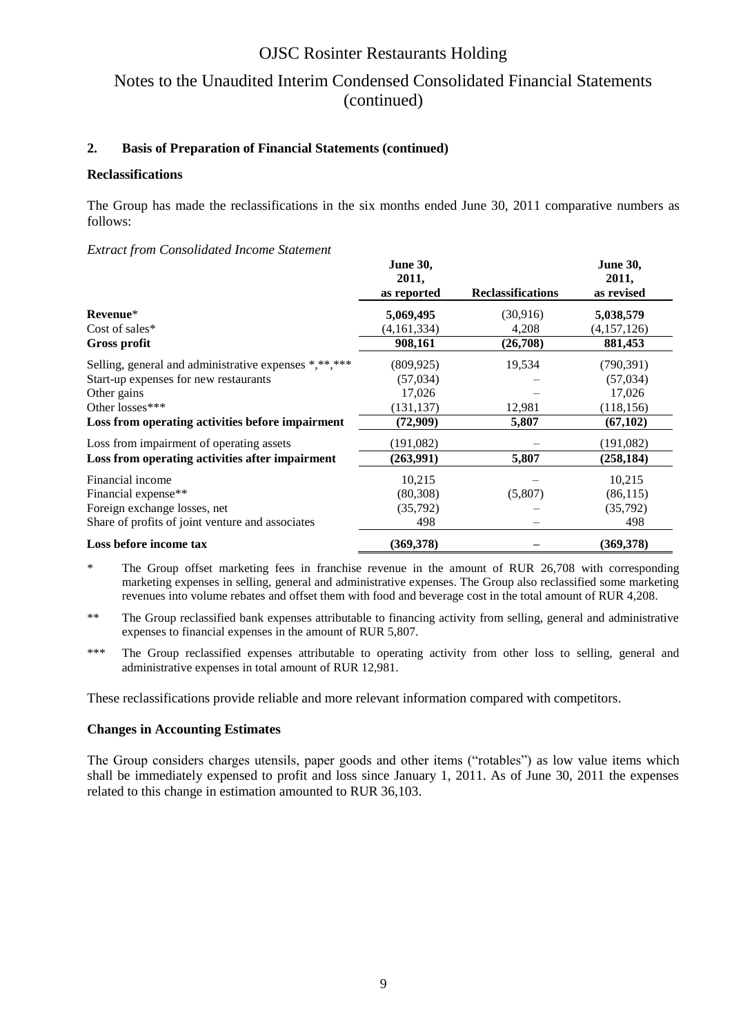## 2. Basis of Preparation of Financial Statements (continued)

### Reclassifications

The Group has made the reclassifications in the six months ended June 30, 2011 comparative numbers as follows:

*Extract from Consolidated Income Statement*

| | June 30, 2011, as reported | Reclassifications | June 30, 2011, as revised |
|---|---|---|---|
| **Revenue*** | **5,069,495** | (30,916) | **5,038,579** |
| Cost of sales* | (4,161,334) | 4,208 | (4,157,126) |
| **Gross profit** | **908,161** | **(26,708)** | **881,453** |
| Selling, general and administrative expenses *,**,*** | (809,925) | 19,534 | (790,391) |
| Start-up expenses for new restaurants | (57,034) | – | (57,034) |
| Other gains | 17,026 | – | 17,026 |
| Other losses*** | (131,137) | 12,981 | (118,156) |
| **Loss from operating activities before impairment** | **(72,909)** | **5,807** | **(67,102)** |
| Loss from impairment of operating assets | (191,082) | – | (191,082) |
| **Loss from operating activities after impairment** | **(263,991)** | **5,807** | **(258,184)** |
| Financial income | 10,215 | – | 10,215 |
| Financial expense** | (80,308) | (5,807) | (86,115) |
| Foreign exchange losses, net | (35,792) | – | (35,792) |
| Share of profits of joint venture and associates | 498 | – | 498 |
| **Loss before income tax** | **(369,378)** | **–** | **(369,378)** |

\* The Group offset marketing fees in franchise revenue in the amount of RUR 26,708 with corresponding marketing expenses in selling, general and administrative expenses. The Group also reclassified some marketing revenues into volume rebates and offset them with food and beverage cost in the total amount of RUR 4,208.

** The Group reclassified bank expenses attributable to financing activity from selling, general and administrative expenses to financial expenses in the amount of RUR 5,807.

*** The Group reclassified expenses attributable to operating activity from other loss to selling, general and administrative expenses in total amount of RUR 12,981.

These reclassifications provide reliable and more relevant information compared with competitors.

### Changes in Accounting Estimates

The Group considers charges utensils, paper goods and other items ("rotables") as low value items which shall be immediately expensed to profit and loss since January 1, 2011. As of June 30, 2011 the expenses related to this change in estimation amounted to RUR 36,103.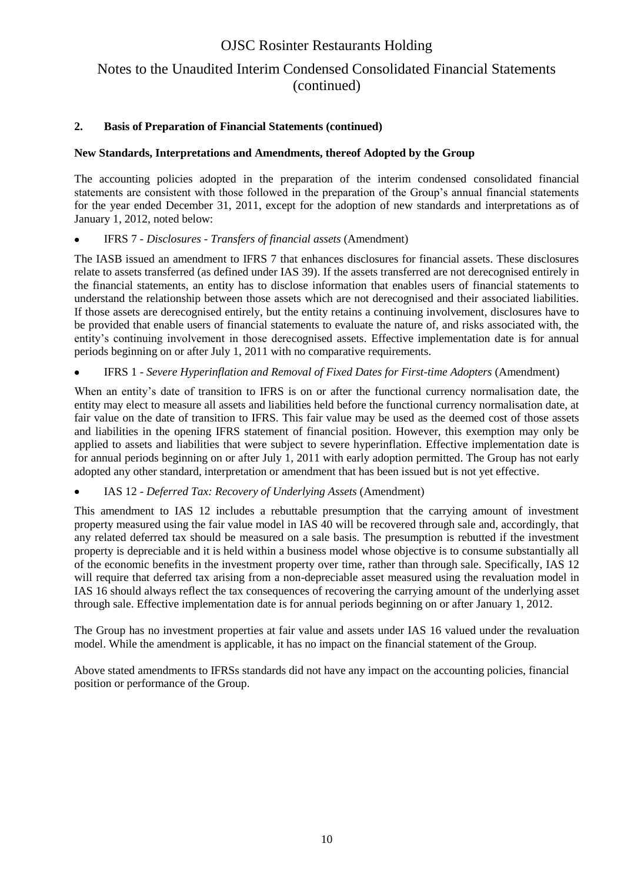## 2. Basis of Preparation of Financial Statements (continued)

### New Standards, Interpretations and Amendments, thereof Adopted by the Group

The accounting policies adopted in the preparation of the interim condensed consolidated financial statements are consistent with those followed in the preparation of the Group's annual financial statements for the year ended December 31, 2011, except for the adoption of new standards and interpretations as of January 1, 2012, noted below:

- IFRS 7 - *Disclosures - Transfers of financial assets* (Amendment)

The IASB issued an amendment to IFRS 7 that enhances disclosures for financial assets. These disclosures relate to assets transferred (as defined under IAS 39). If the assets transferred are not derecognised entirely in the financial statements, an entity has to disclose information that enables users of financial statements to understand the relationship between those assets which are not derecognised and their associated liabilities. If those assets are derecognised entirely, but the entity retains a continuing involvement, disclosures have to be provided that enable users of financial statements to evaluate the nature of, and risks associated with, the entity's continuing involvement in those derecognised assets. Effective implementation date is for annual periods beginning on or after July 1, 2011 with no comparative requirements.

- IFRS 1 - *Severe Hyperinflation and Removal of Fixed Dates for First-time Adopters* (Amendment)

When an entity's date of transition to IFRS is on or after the functional currency normalisation date, the entity may elect to measure all assets and liabilities held before the functional currency normalisation date, at fair value on the date of transition to IFRS. This fair value may be used as the deemed cost of those assets and liabilities in the opening IFRS statement of financial position. However, this exemption may only be applied to assets and liabilities that were subject to severe hyperinflation. Effective implementation date is for annual periods beginning on or after July 1, 2011 with early adoption permitted. The Group has not early adopted any other standard, interpretation or amendment that has been issued but is not yet effective.

- IAS 12 - *Deferred Tax: Recovery of Underlying Assets* (Amendment)

This amendment to IAS 12 includes a rebuttable presumption that the carrying amount of investment property measured using the fair value model in IAS 40 will be recovered through sale and, accordingly, that any related deferred tax should be measured on a sale basis. The presumption is rebutted if the investment property is depreciable and it is held within a business model whose objective is to consume substantially all of the economic benefits in the investment property over time, rather than through sale. Specifically, IAS 12 will require that deferred tax arising from a non-depreciable asset measured using the revaluation model in IAS 16 should always reflect the tax consequences of recovering the carrying amount of the underlying asset through sale. Effective implementation date is for annual periods beginning on or after January 1, 2012.

The Group has no investment properties at fair value and assets under IAS 16 valued under the revaluation model. While the amendment is applicable, it has no impact on the financial statement of the Group.

Above stated amendments to IFRSs standards did not have any impact on the accounting policies, financial position or performance of the Group.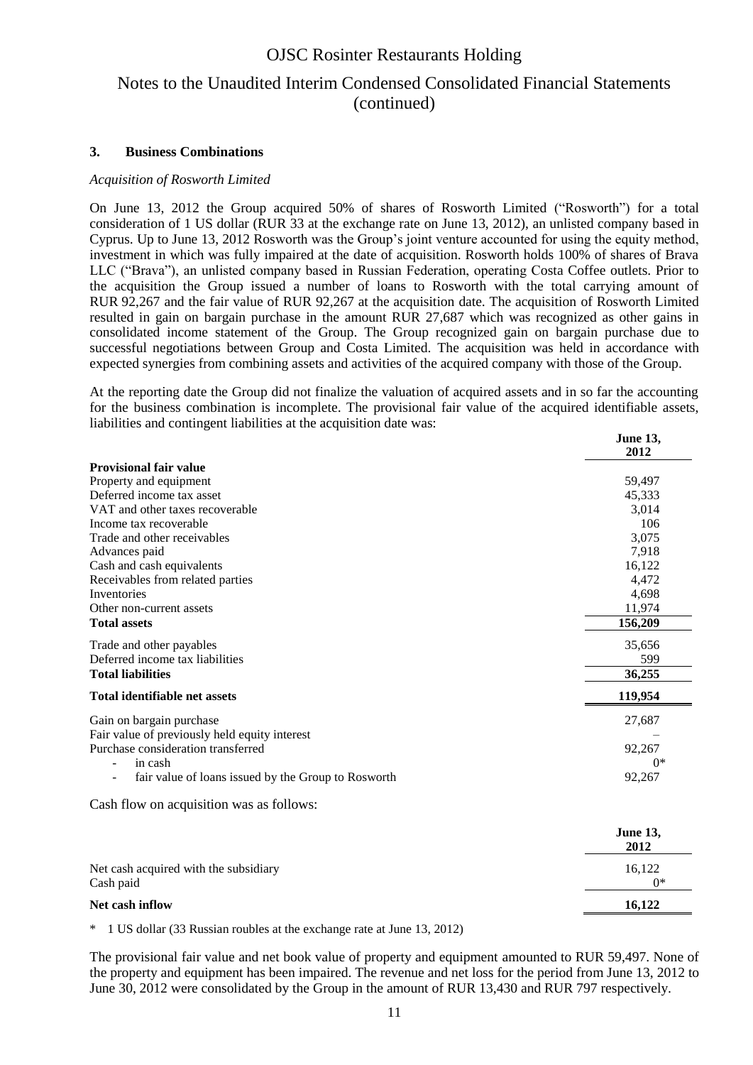### 3. Business Combinations

*Acquisition of Rosworth Limited*

On June 13, 2012 the Group acquired 50% of shares of Rosworth Limited ("Rosworth") for a total consideration of 1 US dollar (RUR 33 at the exchange rate on June 13, 2012), an unlisted company based in Cyprus. Up to June 13, 2012 Rosworth was the Group's joint venture accounted for using the equity method, investment in which was fully impaired at the date of acquisition. Rosworth holds 100% of shares of Brava LLC ("Brava"), an unlisted company based in Russian Federation, operating Costa Coffee outlets. Prior to the acquisition the Group issued a number of loans to Rosworth with the total carrying amount of RUR 92,267 and the fair value of RUR 92,267 at the acquisition date. The acquisition of Rosworth Limited resulted in gain on bargain purchase in the amount RUR 27,687 which was recognized as other gains in consolidated income statement of the Group. The Group recognized gain on bargain purchase due to successful negotiations between Group and Costa Limited. The acquisition was held in accordance with expected synergies from combining assets and activities of the acquired company with those of the Group.

At the reporting date the Group did not finalize the valuation of acquired assets and in so far the accounting for the business combination is incomplete. The provisional fair value of the acquired identifiable assets, liabilities and contingent liabilities at the acquisition date was:

| | June 13, 2012 |
|---|---|
| **Provisional fair value** | |
| Property and equipment | 59,497 |
| Deferred income tax asset | 45,333 |
| VAT and other taxes recoverable | 3,014 |
| Income tax recoverable | 106 |
| Trade and other receivables | 3,075 |
| Advances paid | 7,918 |
| Cash and cash equivalents | 16,122 |
| Receivables from related parties | 4,472 |
| Inventories | 4,698 |
| Other non-current assets | 11,974 |
| **Total assets** | **156,209** |
| Trade and other payables | 35,656 |
| Deferred income tax liabilities | 599 |
| **Total liabilities** | **36,255** |
| **Total identifiable net assets** | **119,954** |
| Gain on bargain purchase | 27,687 |
| Fair value of previously held equity interest | – |
| Purchase consideration transferred | 92,267 |
| - in cash | 0* |
| - fair value of loans issued by the Group to Rosworth | 92,267 |

Cash flow on acquisition was as follows:

| | June 13, 2012 |
|---|---|
| Net cash acquired with the subsidiary | 16,122 |
| Cash paid | 0* |
| **Net cash inflow** | **16,122** |

\* 1 US dollar (33 Russian roubles at the exchange rate at June 13, 2012)

The provisional fair value and net book value of property and equipment amounted to RUR 59,497. None of the property and equipment has been impaired. The revenue and net loss for the period from June 13, 2012 to June 30, 2012 were consolidated by the Group in the amount of RUR 13,430 and RUR 797 respectively.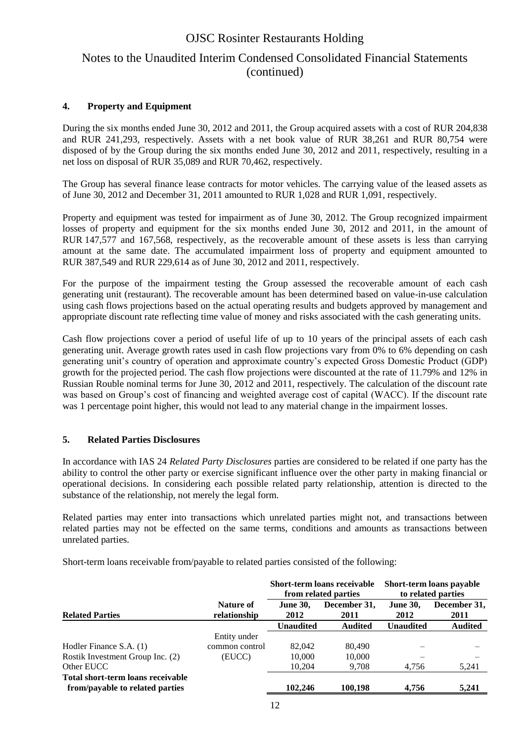## 4. Property and Equipment

During the six months ended June 30, 2012 and 2011, the Group acquired assets with a cost of RUR 204,838 and RUR 241,293, respectively. Assets with a net book value of RUR 38,261 and RUR 80,754 were disposed of by the Group during the six months ended June 30, 2012 and 2011, respectively, resulting in a net loss on disposal of RUR 35,089 and RUR 70,462, respectively.

The Group has several finance lease contracts for motor vehicles. The carrying value of the leased assets as of June 30, 2012 and December 31, 2011 amounted to RUR 1,028 and RUR 1,091, respectively.

Property and equipment was tested for impairment as of June 30, 2012. The Group recognized impairment losses of property and equipment for the six months ended June 30, 2012 and 2011, in the amount of RUR 147,577 and 167,568, respectively, as the recoverable amount of these assets is less than carrying amount at the same date. The accumulated impairment loss of property and equipment amounted to RUR 387,549 and RUR 229,614 as of June 30, 2012 and 2011, respectively.

For the purpose of the impairment testing the Group assessed the recoverable amount of each cash generating unit (restaurant). The recoverable amount has been determined based on value-in-use calculation using cash flows projections based on the actual operating results and budgets approved by management and appropriate discount rate reflecting time value of money and risks associated with the cash generating units.

Cash flow projections cover a period of useful life of up to 10 years of the principal assets of each cash generating unit. Average growth rates used in cash flow projections vary from 0% to 6% depending on cash generating unit's country of operation and approximate country's expected Gross Domestic Product (GDP) growth for the projected period. The cash flow projections were discounted at the rate of 11.79% and 12% in Russian Rouble nominal terms for June 30, 2012 and 2011, respectively. The calculation of the discount rate was based on Group's cost of financing and weighted average cost of capital (WACC). If the discount rate was 1 percentage point higher, this would not lead to any material change in the impairment losses.

## 5. Related Parties Disclosures

In accordance with IAS 24 *Related Party Disclosures* parties are considered to be related if one party has the ability to control the other party or exercise significant influence over the other party in making financial or operational decisions. In considering each possible related party relationship, attention is directed to the substance of the relationship, not merely the legal form.

Related parties may enter into transactions which unrelated parties might not, and transactions between related parties may not be effected on the same terms, conditions and amounts as transactions between unrelated parties.

Short-term loans receivable from/payable to related parties consisted of the following:

| | | Short-term loans receivable from related parties | | Short-term loans payable to related parties | |
|---|---|---|---|---|---|
| **Related Parties** | **Nature of relationship** | **June 30, 2012** | **December 31, 2011** | **June 30, 2012** | **December 31, 2011** |
| | | **Unaudited** | **Audited** | **Unaudited** | **Audited** |
| Hodler Finance S.A. (1) | Entity under common control (EUCC) | 82,042 | 80,490 | – | – |
| Rostik Investment Group Inc. (2) | | 10,000 | 10,000 | – | – |
| Other EUCC | | 10,204 | 9,708 | 4,756 | 5,241 |
| **Total short-term loans receivable from/payable to related parties** | | **102,246** | **100,198** | **4,756** | **5,241** |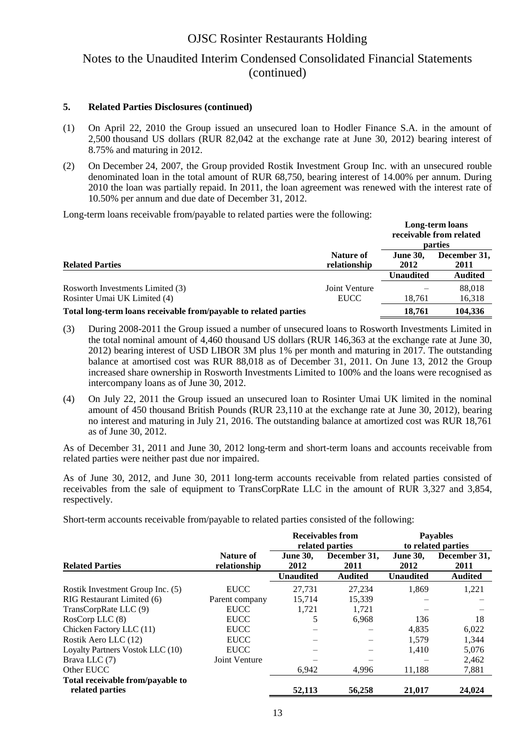### 5. Related Parties Disclosures (continued)

(1) On April 22, 2010 the Group issued an unsecured loan to Hodler Finance S.A. in the amount of 2,500 thousand US dollars (RUR 82,042 at the exchange rate at June 30, 2012) bearing interest of 8.75% and maturing in 2012.

(2) On December 24, 2007, the Group provided Rostik Investment Group Inc. with an unsecured rouble denominated loan in the total amount of RUR 68,750, bearing interest of 14.00% per annum. During 2010 the loan was partially repaid. In 2011, the loan agreement was renewed with the interest rate of 10.50% per annum and due date of December 31, 2012.

Long-term loans receivable from/payable to related parties were the following:

| Related Parties | Nature of relationship | Long-term loans receivable from related parties | |
|---|---|---|---|
| | | **June 30, 2012** | **December 31, 2011** |
| | | **Unaudited** | **Audited** |
| Rosworth Investments Limited (3) | Joint Venture | – | 88,018 |
| Rosinter Umai UK Limited (4) | EUCC | 18,761 | 16,318 |
| **Total long-term loans receivable from/payable to related parties** | | **18,761** | **104,336** |

(3) During 2008-2011 the Group issued a number of unsecured loans to Rosworth Investments Limited in the total nominal amount of 4,460 thousand US dollars (RUR 146,363 at the exchange rate at June 30, 2012) bearing interest of USD LIBOR 3M plus 1% per month and maturing in 2017. The outstanding balance at amortised cost was RUR 88,018 as of December 31, 2011. On June 13, 2012 the Group increased share ownership in Rosworth Investments Limited to 100% and the loans were recognised as intercompany loans as of June 30, 2012.

(4) On July 22, 2011 the Group issued an unsecured loan to Rosinter Umai UK limited in the nominal amount of 450 thousand British Pounds (RUR 23,110 at the exchange rate at June 30, 2012), bearing no interest and maturing in July 21, 2016. The outstanding balance at amortized cost was RUR 18,761 as of June 30, 2012.

As of December 31, 2011 and June 30, 2012 long-term and short-term loans and accounts receivable from related parties were neither past due nor impaired.

As of June 30, 2012, and June 30, 2011 long-term accounts receivable from related parties consisted of receivables from the sale of equipment to TransCorpRate LLC in the amount of RUR 3,327 and 3,854, respectively.

Short-term accounts receivable from/payable to related parties consisted of the following:

| Related Parties | Nature of relationship | Receivables from related parties | | Payables to related parties | |
|---|---|---|---|---|---|
| | | **June 30, 2012** | **December 31, 2011** | **June 30, 2012** | **December 31, 2011** |
| | | **Unaudited** | **Audited** | **Unaudited** | **Audited** |
| Rostik Investment Group Inc. (5) | EUCC | 27,731 | 27,234 | 1,869 | 1,221 |
| RIG Restaurant Limited (6) | Parent company | 15,714 | 15,339 | – | – |
| TransCorpRate LLC (9) | EUCC | 1,721 | 1,721 | – | – |
| RosCorp LLC (8) | EUCC | 5 | 6,968 | 136 | 18 |
| Chicken Factory LLC (11) | EUCC | – | – | 4,835 | 6,022 |
| Rostik Aero LLC (12) | EUCC | – | – | 1,579 | 1,344 |
| Loyalty Partners Vostok LLC (10) | EUCC | – | – | 1,410 | 5,076 |
| Brava LLC (7) | Joint Venture | – | – | – | 2,462 |
| Other EUCC | | 6,942 | 4,996 | 11,188 | 7,881 |
| **Total receivable from/payable to related parties** | | **52,113** | **56,258** | **21,017** | **24,024** |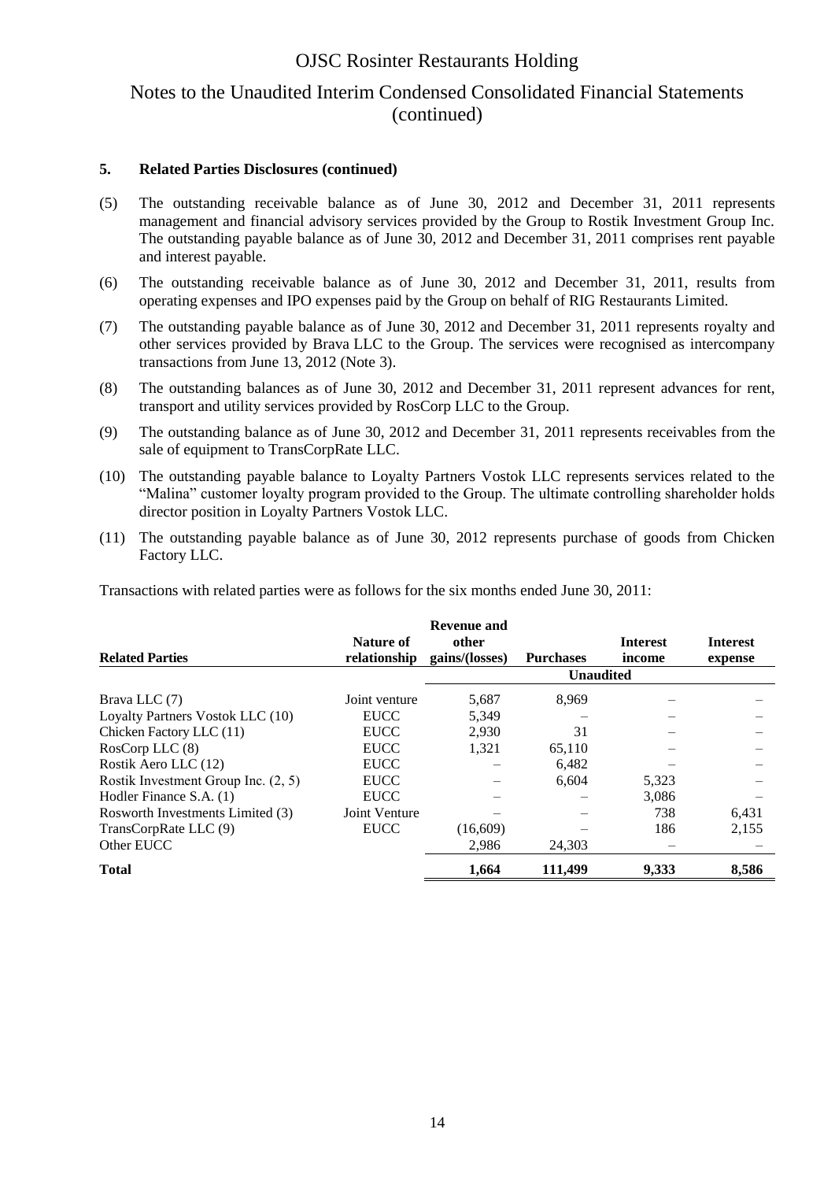## 5. Related Parties Disclosures (continued)

(5) The outstanding receivable balance as of June 30, 2012 and December 31, 2011 represents management and financial advisory services provided by the Group to Rostik Investment Group Inc. The outstanding payable balance as of June 30, 2012 and December 31, 2011 comprises rent payable and interest payable.

(6) The outstanding receivable balance as of June 30, 2012 and December 31, 2011, results from operating expenses and IPO expenses paid by the Group on behalf of RIG Restaurants Limited.

(7) The outstanding payable balance as of June 30, 2012 and December 31, 2011 represents royalty and other services provided by Brava LLC to the Group. The services were recognised as intercompany transactions from June 13, 2012 (Note 3).

(8) The outstanding balances as of June 30, 2012 and December 31, 2011 represent advances for rent, transport and utility services provided by RosCorp LLC to the Group.

(9) The outstanding balance as of June 30, 2012 and December 31, 2011 represents receivables from the sale of equipment to TransCorpRate LLC.

(10) The outstanding payable balance to Loyalty Partners Vostok LLC represents services related to the "Malina" customer loyalty program provided to the Group. The ultimate controlling shareholder holds director position in Loyalty Partners Vostok LLC.

(11) The outstanding payable balance as of June 30, 2012 represents purchase of goods from Chicken Factory LLC.

Transactions with related parties were as follows for the six months ended June 30, 2011:

| Related Parties | Nature of relationship | Revenue and other gains/(losses) | Purchases | Interest income | Interest expense |
|---|---|---|---|---|---|
| | | Unaudited | | | |
| Brava LLC (7) | Joint venture | 5,687 | 8,969 | – | – |
| Loyalty Partners Vostok LLC (10) | EUCC | 5,349 | – | – | – |
| Chicken Factory LLC (11) | EUCC | 2,930 | 31 | – | – |
| RosCorp LLC (8) | EUCC | 1,321 | 65,110 | – | – |
| Rostik Aero LLC (12) | EUCC | – | 6,482 | – | – |
| Rostik Investment Group Inc. (2, 5) | EUCC | – | 6,604 | 5,323 | – |
| Hodler Finance S.A. (1) | EUCC | – | – | 3,086 | – |
| Rosworth Investments Limited (3) | Joint Venture | – | – | 738 | 6,431 |
| TransCorpRate LLC (9) | EUCC | (16,609) | – | 186 | 2,155 |
| Other EUCC | | 2,986 | 24,303 | – | – |
| **Total** | | **1,664** | **111,499** | **9,333** | **8,586** |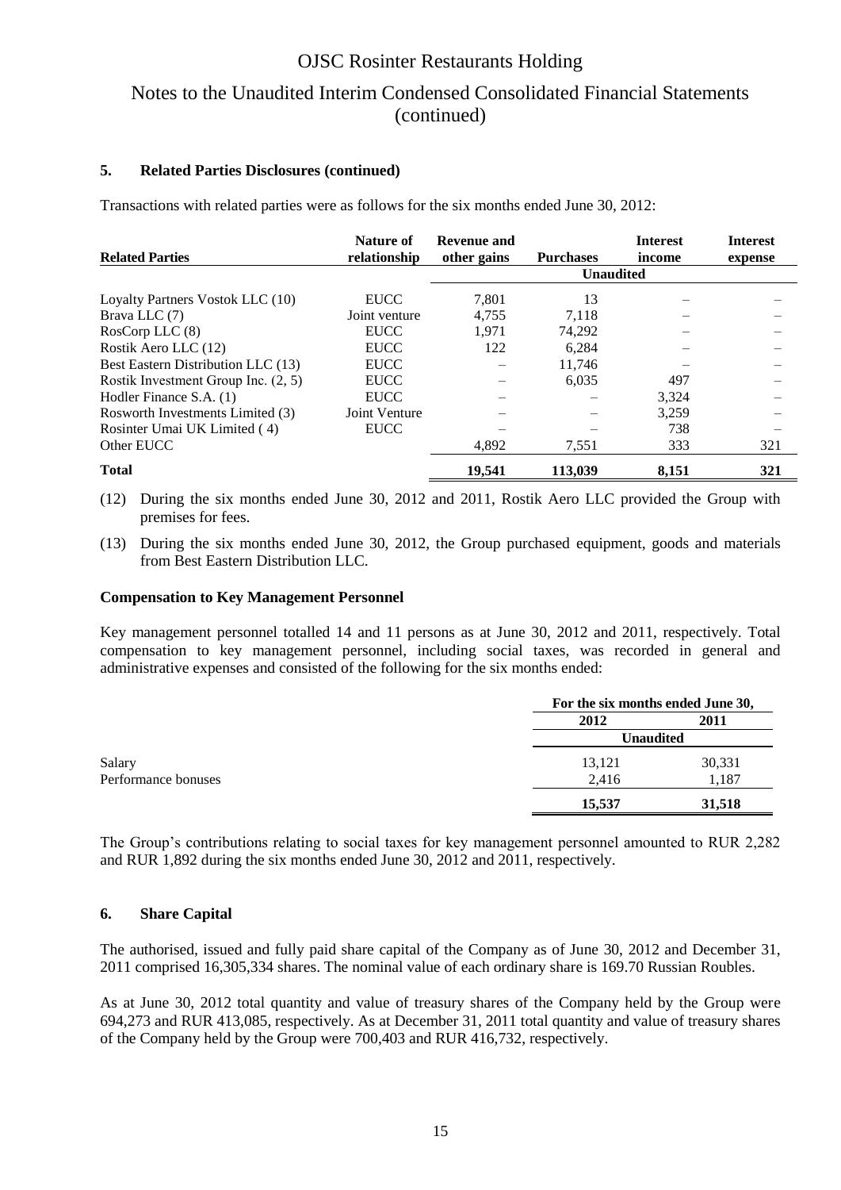### 5. Related Parties Disclosures (continued)

Transactions with related parties were as follows for the six months ended June 30, 2012:

| Related Parties | Nature of relationship | Revenue and other gains | Purchases | Interest income | Interest expense |
|---|---|---|---|---|---|
| | | Unaudited | | | |
| Loyalty Partners Vostok LLC (10) | EUCC | 7,801 | 13 | – | – |
| Brava LLC (7) | Joint venture | 4,755 | 7,118 | – | – |
| RosCorp LLC (8) | EUCC | 1,971 | 74,292 | – | – |
| Rostik Aero LLC (12) | EUCC | 122 | 6,284 | – | – |
| Best Eastern Distribution LLC (13) | EUCC | – | 11,746 | – | – |
| Rostik Investment Group Inc. (2, 5) | EUCC | – | 6,035 | 497 | – |
| Hodler Finance S.A. (1) | EUCC | – | – | 3,324 | – |
| Rosworth Investments Limited (3) | Joint Venture | – | – | 3,259 | – |
| Rosinter Umai UK Limited ( 4) | EUCC | – | – | 738 | – |
| Other EUCC | | 4,892 | 7,551 | 333 | 321 |
| **Total** | | **19,541** | **113,039** | **8,151** | **321** |

(12) During the six months ended June 30, 2012 and 2011, Rostik Aero LLC provided the Group with premises for fees.

(13) During the six months ended June 30, 2012, the Group purchased equipment, goods and materials from Best Eastern Distribution LLC.

**Compensation to Key Management Personnel**

Key management personnel totalled 14 and 11 persons as at June 30, 2012 and 2011, respectively. Total compensation to key management personnel, including social taxes, was recorded in general and administrative expenses and consisted of the following for the six months ended:

| | For the six months ended June 30, | |
|---|---|---|
| | 2012 | 2011 |
| | Unaudited | |
| Salary | 13,121 | 30,331 |
| Performance bonuses | 2,416 | 1,187 |
| | **15,537** | **31,518** |

The Group's contributions relating to social taxes for key management personnel amounted to RUR 2,282 and RUR 1,892 during the six months ended June 30, 2012 and 2011, respectively.

### 6. Share Capital

The authorised, issued and fully paid share capital of the Company as of June 30, 2012 and December 31, 2011 comprised 16,305,334 shares. The nominal value of each ordinary share is 169.70 Russian Roubles.

As at June 30, 2012 total quantity and value of treasury shares of the Company held by the Group were 694,273 and RUR 413,085, respectively. As at December 31, 2011 total quantity and value of treasury shares of the Company held by the Group were 700,403 and RUR 416,732, respectively.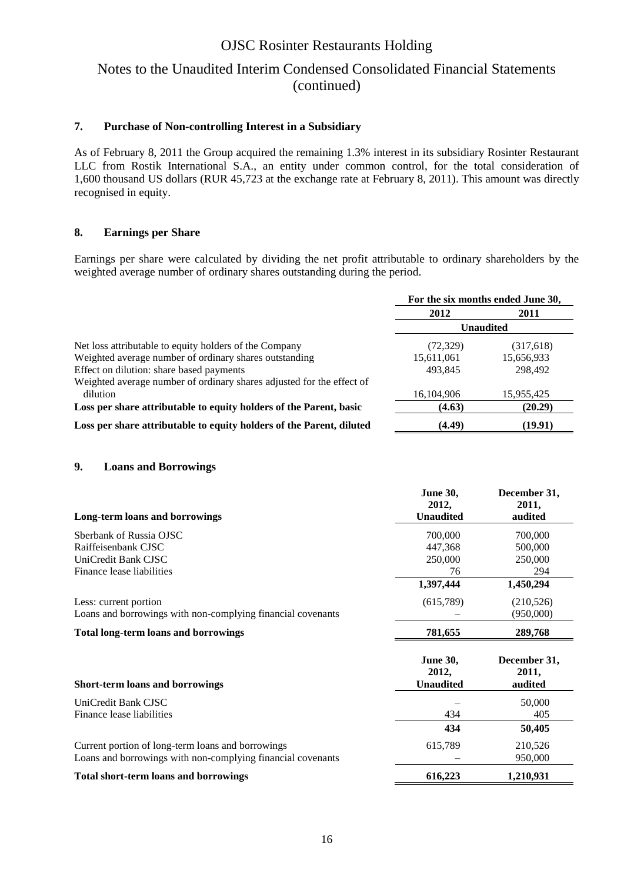## 7. Purchase of Non-controlling Interest in a Subsidiary

As of February 8, 2011 the Group acquired the remaining 1.3% interest in its subsidiary Rosinter Restaurant LLC from Rostik International S.A., an entity under common control, for the total consideration of 1,600 thousand US dollars (RUR 45,723 at the exchange rate at February 8, 2011). This amount was directly recognised in equity.

## 8. Earnings per Share

Earnings per share were calculated by dividing the net profit attributable to ordinary shareholders by the weighted average number of ordinary shares outstanding during the period.

| | For the six months ended June 30, | |
|---|---|---|
| | 2012 | 2011 |
| | Unaudited | |
| Net loss attributable to equity holders of the Company | (72,329) | (317,618) |
| Weighted average number of ordinary shares outstanding | 15,611,061 | 15,656,933 |
| Effect on dilution: share based payments | 493,845 | 298,492 |
| Weighted average number of ordinary shares adjusted for the effect of dilution | 16,104,906 | 15,955,425 |
| **Loss per share attributable to equity holders of the Parent, basic** | **(4.63)** | **(20.29)** |
| **Loss per share attributable to equity holders of the Parent, diluted** | **(4.49)** | **(19.91)** |

## 9. Loans and Borrowings

| Long-term loans and borrowings | June 30, 2012, Unaudited | December 31, 2011, audited |
|---|---|---|
| Sberbank of Russia OJSC | 700,000 | 700,000 |
| Raiffeisenbank CJSC | 447,368 | 500,000 |
| UniCredit Bank CJSC | 250,000 | 250,000 |
| Finance lease liabilities | 76 | 294 |
| | **1,397,444** | **1,450,294** |
| Less: current portion | (615,789) | (210,526) |
| Loans and borrowings with non-complying financial covenants | – | (950,000) |
| **Total long-term loans and borrowings** | **781,655** | **289,768** |

| Short-term loans and borrowings | June 30, 2012, Unaudited | December 31, 2011, audited |
|---|---|---|
| UniCredit Bank CJSC | – | 50,000 |
| Finance lease liabilities | 434 | 405 |
| | **434** | **50,405** |
| Current portion of long-term loans and borrowings | 615,789 | 210,526 |
| Loans and borrowings with non-complying financial covenants | – | 950,000 |
| **Total short-term loans and borrowings** | **616,223** | **1,210,931** |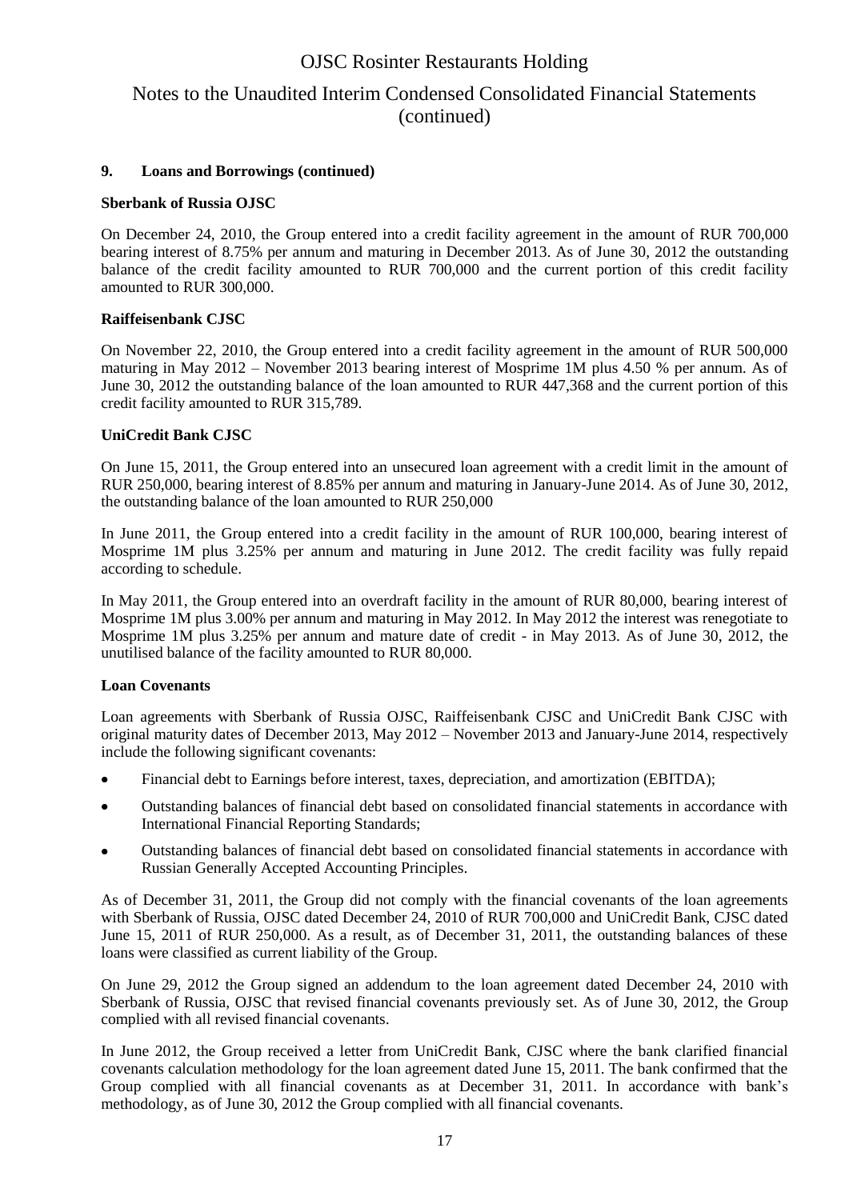### 9. Loans and Borrowings (continued)

**Sberbank of Russia OJSC**

On December 24, 2010, the Group entered into a credit facility agreement in the amount of RUR 700,000 bearing interest of 8.75% per annum and maturing in December 2013. As of June 30, 2012 the outstanding balance of the credit facility amounted to RUR 700,000 and the current portion of this credit facility amounted to RUR 300,000.

**Raiffeisenbank CJSC**

On November 22, 2010, the Group entered into a credit facility agreement in the amount of RUR 500,000 maturing in May 2012 – November 2013 bearing interest of Mosprime 1M plus 4.50 % per annum. As of June 30, 2012 the outstanding balance of the loan amounted to RUR 447,368 and the current portion of this credit facility amounted to RUR 315,789.

**UniCredit Bank CJSC**

On June 15, 2011, the Group entered into an unsecured loan agreement with a credit limit in the amount of RUR 250,000, bearing interest of 8.85% per annum and maturing in January-June 2014. As of June 30, 2012, the outstanding balance of the loan amounted to RUR 250,000

In June 2011, the Group entered into a credit facility in the amount of RUR 100,000, bearing interest of Mosprime 1M plus 3.25% per annum and maturing in June 2012. The credit facility was fully repaid according to schedule.

In May 2011, the Group entered into an overdraft facility in the amount of RUR 80,000, bearing interest of Mosprime 1M plus 3.00% per annum and maturing in May 2012. In May 2012 the interest was renegotiate to Mosprime 1M plus 3.25% per annum and mature date of credit - in May 2013. As of June 30, 2012, the unutilised balance of the facility amounted to RUR 80,000.

**Loan Covenants**

Loan agreements with Sberbank of Russia OJSC, Raiffeisenbank CJSC and UniCredit Bank CJSC with original maturity dates of December 2013, May 2012 – November 2013 and January-June 2014, respectively include the following significant covenants:

- Financial debt to Earnings before interest, taxes, depreciation, and amortization (EBITDA);
- Outstanding balances of financial debt based on consolidated financial statements in accordance with International Financial Reporting Standards;
- Outstanding balances of financial debt based on consolidated financial statements in accordance with Russian Generally Accepted Accounting Principles.

As of December 31, 2011, the Group did not comply with the financial covenants of the loan agreements with Sberbank of Russia, OJSC dated December 24, 2010 of RUR 700,000 and UniCredit Bank, CJSC dated June 15, 2011 of RUR 250,000. As a result, as of December 31, 2011, the outstanding balances of these loans were classified as current liability of the Group.

On June 29, 2012 the Group signed an addendum to the loan agreement dated December 24, 2010 with Sberbank of Russia, OJSC that revised financial covenants previously set. As of June 30, 2012, the Group complied with all revised financial covenants.

In June 2012, the Group received a letter from UniCredit Bank, CJSC where the bank clarified financial covenants calculation methodology for the loan agreement dated June 15, 2011. The bank confirmed that the Group complied with all financial covenants as at December 31, 2011. In accordance with bank's methodology, as of June 30, 2012 the Group complied with all financial covenants.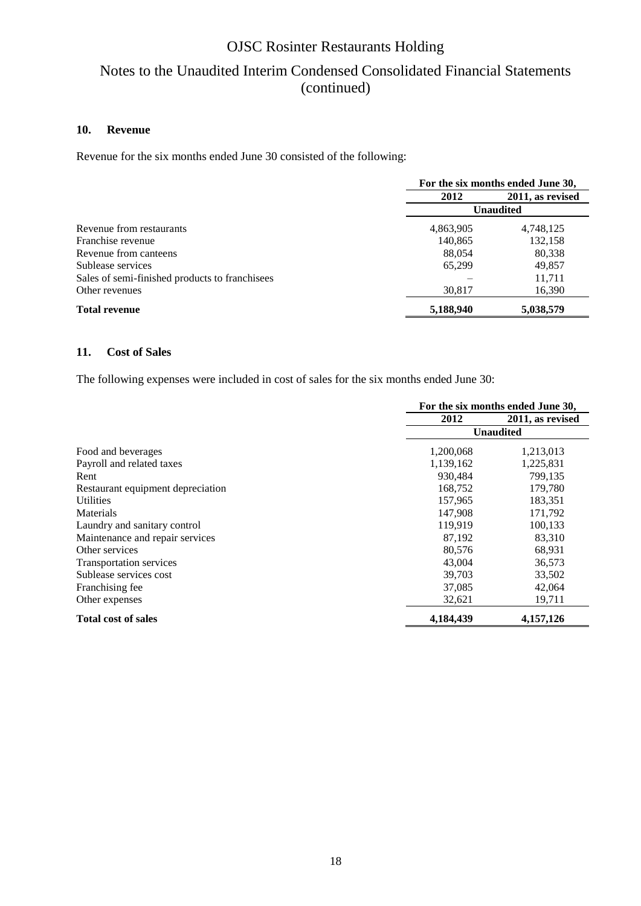## 10. Revenue

Revenue for the six months ended June 30 consisted of the following:

| | For the six months ended June 30, | |
|---|---|---|
| | 2012 | 2011, as revised |
| | Unaudited | |
| Revenue from restaurants | 4,863,905 | 4,748,125 |
| Franchise revenue | 140,865 | 132,158 |
| Revenue from canteens | 88,054 | 80,338 |
| Sublease services | 65,299 | 49,857 |
| Sales of semi-finished products to franchisees | – | 11,711 |
| Other revenues | 30,817 | 16,390 |
| **Total revenue** | **5,188,940** | **5,038,579** |

## 11. Cost of Sales

The following expenses were included in cost of sales for the six months ended June 30:

| | For the six months ended June 30, | |
|---|---|---|
| | 2012 | 2011, as revised |
| | Unaudited | |
| Food and beverages | 1,200,068 | 1,213,013 |
| Payroll and related taxes | 1,139,162 | 1,225,831 |
| Rent | 930,484 | 799,135 |
| Restaurant equipment depreciation | 168,752 | 179,780 |
| Utilities | 157,965 | 183,351 |
| Materials | 147,908 | 171,792 |
| Laundry and sanitary control | 119,919 | 100,133 |
| Maintenance and repair services | 87,192 | 83,310 |
| Other services | 80,576 | 68,931 |
| Transportation services | 43,004 | 36,573 |
| Sublease services cost | 39,703 | 33,502 |
| Franchising fee | 37,085 | 42,064 |
| Other expenses | 32,621 | 19,711 |
| **Total cost of sales** | **4,184,439** | **4,157,126** |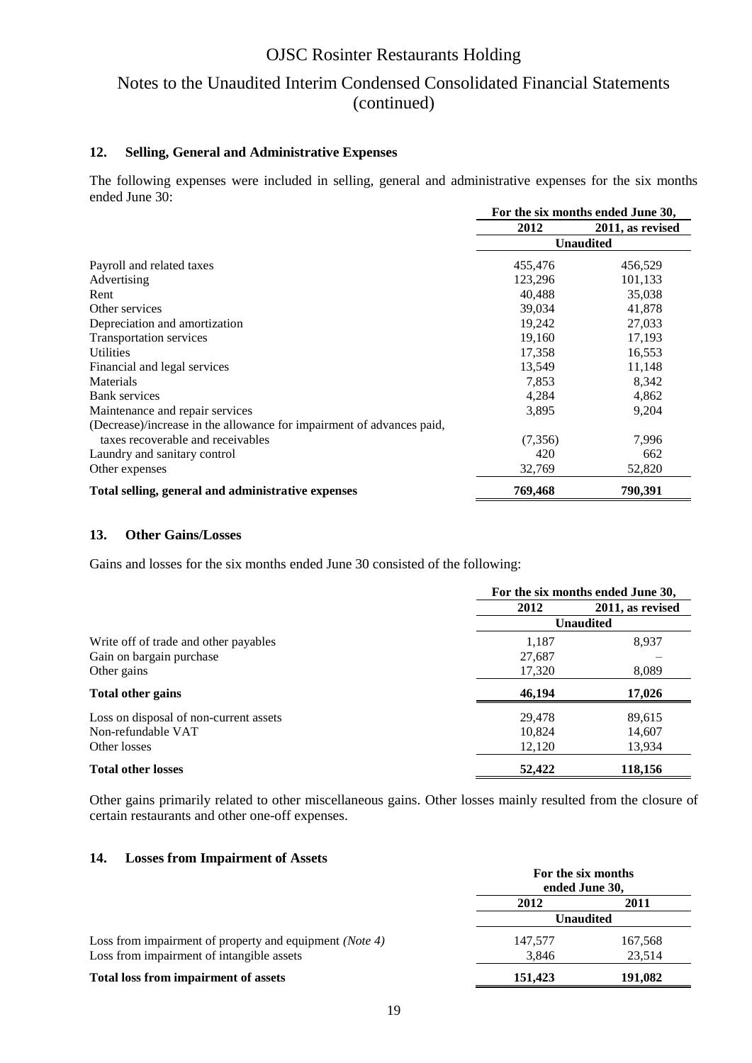## 12. Selling, General and Administrative Expenses

The following expenses were included in selling, general and administrative expenses for the six months ended June 30:

| | For the six months ended June 30, | |
|---|---|---|
| | 2012 | 2011, as revised |
| | Unaudited | |
| Payroll and related taxes | 455,476 | 456,529 |
| Advertising | 123,296 | 101,133 |
| Rent | 40,488 | 35,038 |
| Other services | 39,034 | 41,878 |
| Depreciation and amortization | 19,242 | 27,033 |
| Transportation services | 19,160 | 17,193 |
| Utilities | 17,358 | 16,553 |
| Financial and legal services | 13,549 | 11,148 |
| Materials | 7,853 | 8,342 |
| Bank services | 4,284 | 4,862 |
| Maintenance and repair services | 3,895 | 9,204 |
| (Decrease)/increase in the allowance for impairment of advances paid, taxes recoverable and receivables | (7,356) | 7,996 |
| Laundry and sanitary control | 420 | 662 |
| Other expenses | 32,769 | 52,820 |
| **Total selling, general and administrative expenses** | **769,468** | **790,391** |

## 13. Other Gains/Losses

Gains and losses for the six months ended June 30 consisted of the following:

| | For the six months ended June 30, | |
|---|---|---|
| | 2012 | 2011, as revised |
| | Unaudited | |
| Write off of trade and other payables | 1,187 | 8,937 |
| Gain on bargain purchase | 27,687 | – |
| Other gains | 17,320 | 8,089 |
| **Total other gains** | **46,194** | **17,026** |
| Loss on disposal of non-current assets | 29,478 | 89,615 |
| Non-refundable VAT | 10,824 | 14,607 |
| Other losses | 12,120 | 13,934 |
| **Total other losses** | **52,422** | **118,156** |

Other gains primarily related to other miscellaneous gains. Other losses mainly resulted from the closure of certain restaurants and other one-off expenses.

## 14. Losses from Impairment of Assets

| | For the six months ended June 30, | |
|---|---|---|
| | 2012 | 2011 |
| | Unaudited | |
| Loss from impairment of property and equipment *(Note 4)* | 147,577 | 167,568 |
| Loss from impairment of intangible assets | 3,846 | 23,514 |
| **Total loss from impairment of assets** | **151,423** | **191,082** |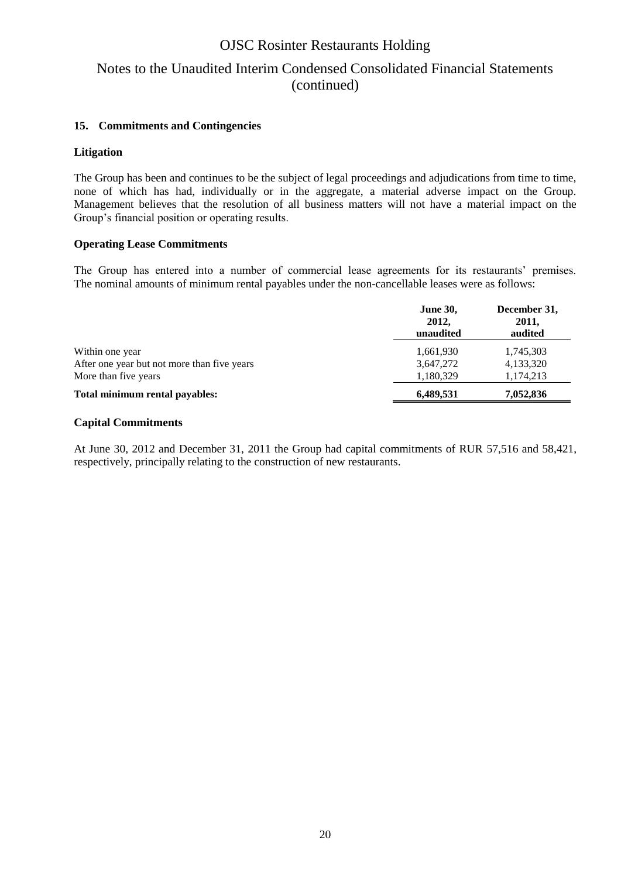## 15. Commitments and Contingencies

### Litigation

The Group has been and continues to be the subject of legal proceedings and adjudications from time to time, none of which has had, individually or in the aggregate, a material adverse impact on the Group. Management believes that the resolution of all business matters will not have a material impact on the Group's financial position or operating results.

### Operating Lease Commitments

The Group has entered into a number of commercial lease agreements for its restaurants' premises. The nominal amounts of minimum rental payables under the non-cancellable leases were as follows:

| | **June 30, 2012, unaudited** | **December 31, 2011, audited** |
|---|---|---|
| Within one year | 1,661,930 | 1,745,303 |
| After one year but not more than five years | 3,647,272 | 4,133,320 |
| More than five years | 1,180,329 | 1,174,213 |
| **Total minimum rental payables:** | **6,489,531** | **7,052,836** |

### Capital Commitments

At June 30, 2012 and December 31, 2011 the Group had capital commitments of RUR 57,516 and 58,421, respectively, principally relating to the construction of new restaurants.